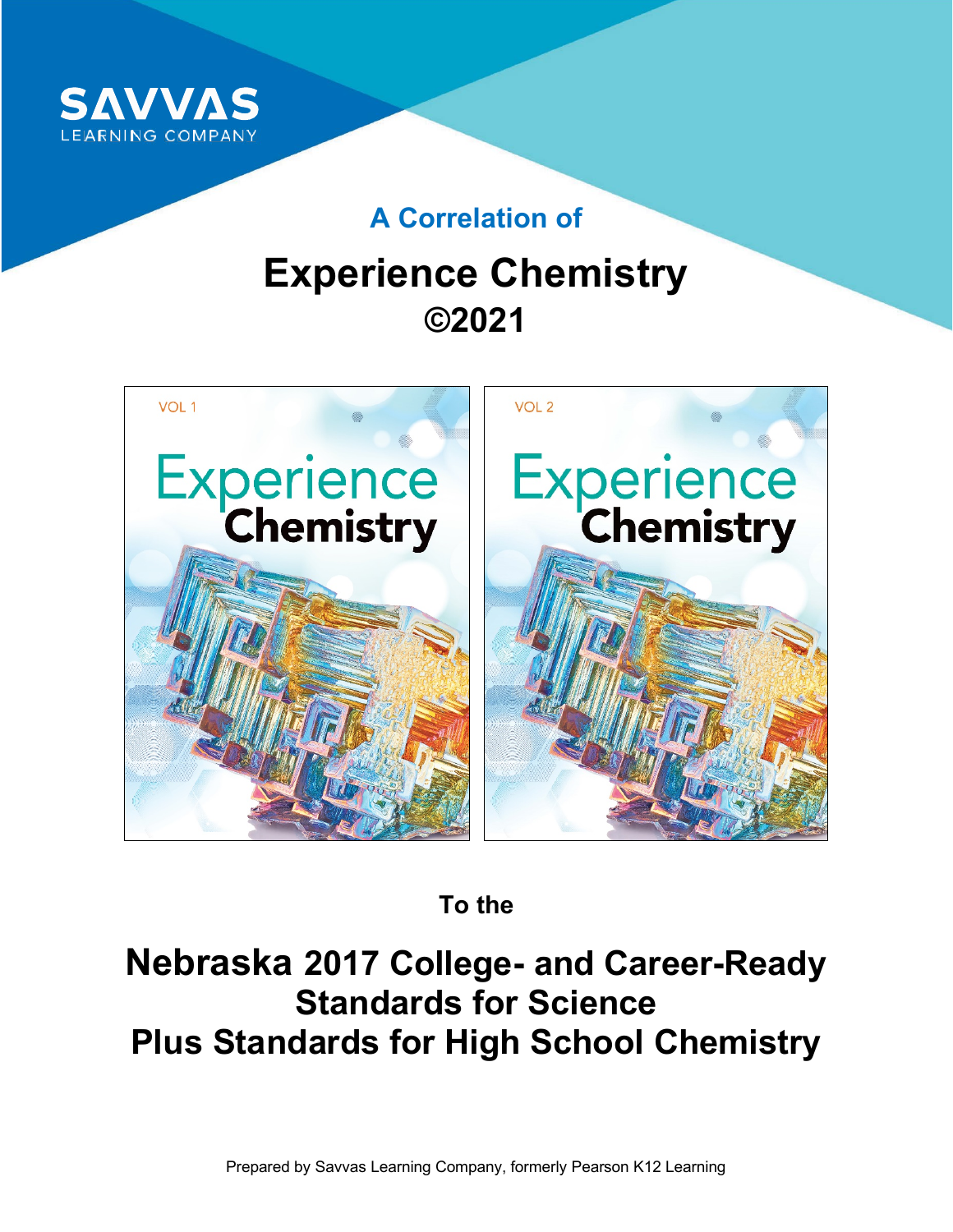SAVVAS LEARNING COMPANY

## A Correlation of

# Experience Chemistry ©2021

VOL 1

VOL 2

To the

# Nebraska 2017 College- and Career-Ready Standards for Science Plus Standards for High School Chemistry

Prepared by Savvas Learning Company, formerly Pearson K12 Learning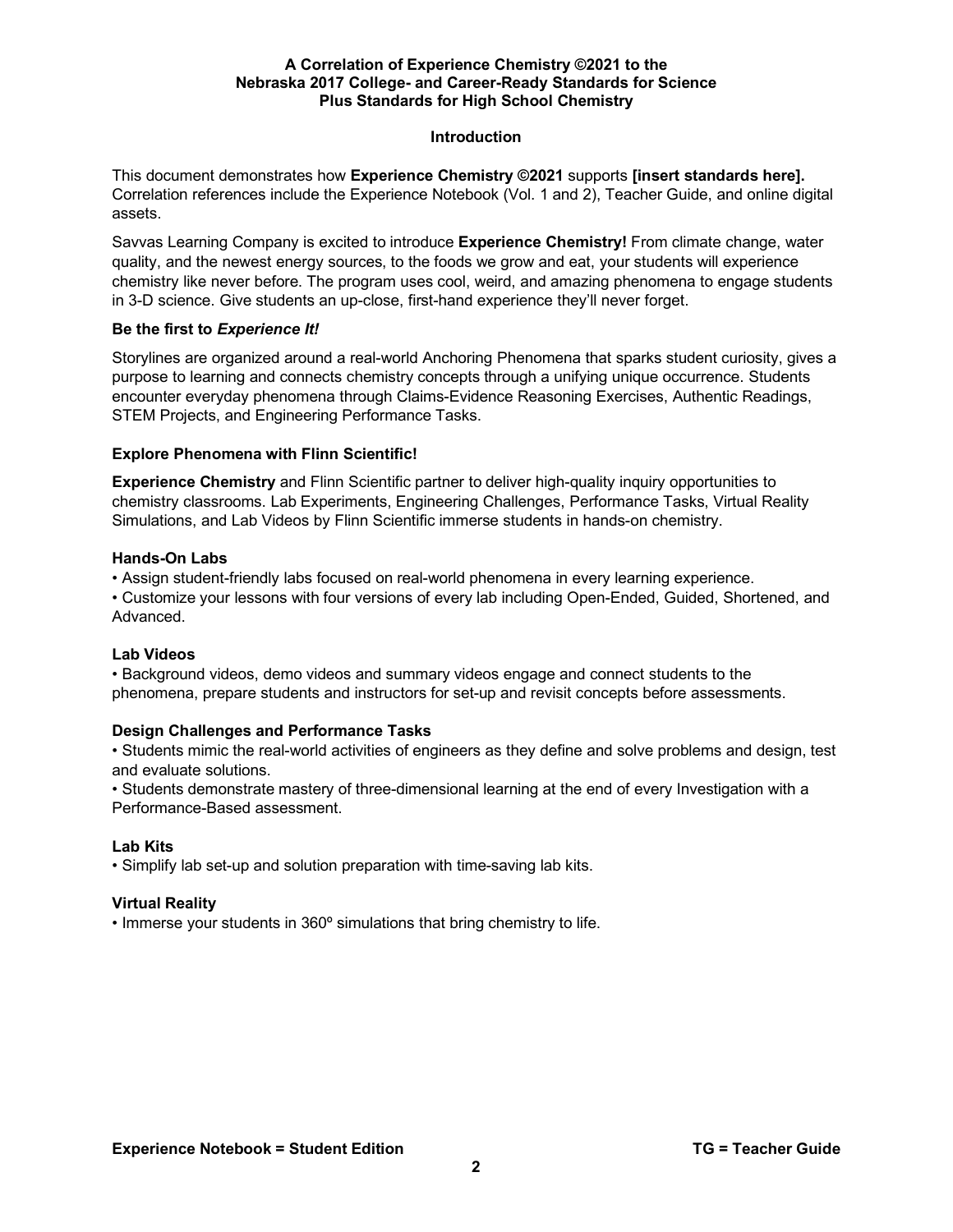## Introduction

This document demonstrates how **Experience Chemistry ©2021** supports **[insert standards here].** Correlation references include the Experience Notebook (Vol. 1 and 2), Teacher Guide, and online digital assets.

Savvas Learning Company is excited to introduce **Experience Chemistry!** From climate change, water quality, and the newest energy sources, to the foods we grow and eat, your students will experience chemistry like never before. The program uses cool, weird, and amazing phenomena to engage students in 3-D science. Give students an up-close, first-hand experience they'll never forget.

### Be the first to *Experience It!*

Storylines are organized around a real-world Anchoring Phenomena that sparks student curiosity, gives a purpose to learning and connects chemistry concepts through a unifying unique occurrence. Students encounter everyday phenomena through Claims-Evidence Reasoning Exercises, Authentic Readings, STEM Projects, and Engineering Performance Tasks.

### Explore Phenomena with Flinn Scientific!

**Experience Chemistry** and Flinn Scientific partner to deliver high-quality inquiry opportunities to chemistry classrooms. Lab Experiments, Engineering Challenges, Performance Tasks, Virtual Reality Simulations, and Lab Videos by Flinn Scientific immerse students in hands-on chemistry.

### Hands-On Labs

- Assign student-friendly labs focused on real-world phenomena in every learning experience.
- Customize your lessons with four versions of every lab including Open-Ended, Guided, Shortened, and Advanced.

### Lab Videos

- Background videos, demo videos and summary videos engage and connect students to the phenomena, prepare students and instructors for set-up and revisit concepts before assessments.

### Design Challenges and Performance Tasks

- Students mimic the real-world activities of engineers as they define and solve problems and design, test and evaluate solutions.
- Students demonstrate mastery of three-dimensional learning at the end of every Investigation with a Performance-Based assessment.

### Lab Kits

- Simplify lab set-up and solution preparation with time-saving lab kits.

### Virtual Reality

- Immerse your students in 360º simulations that bring chemistry to life.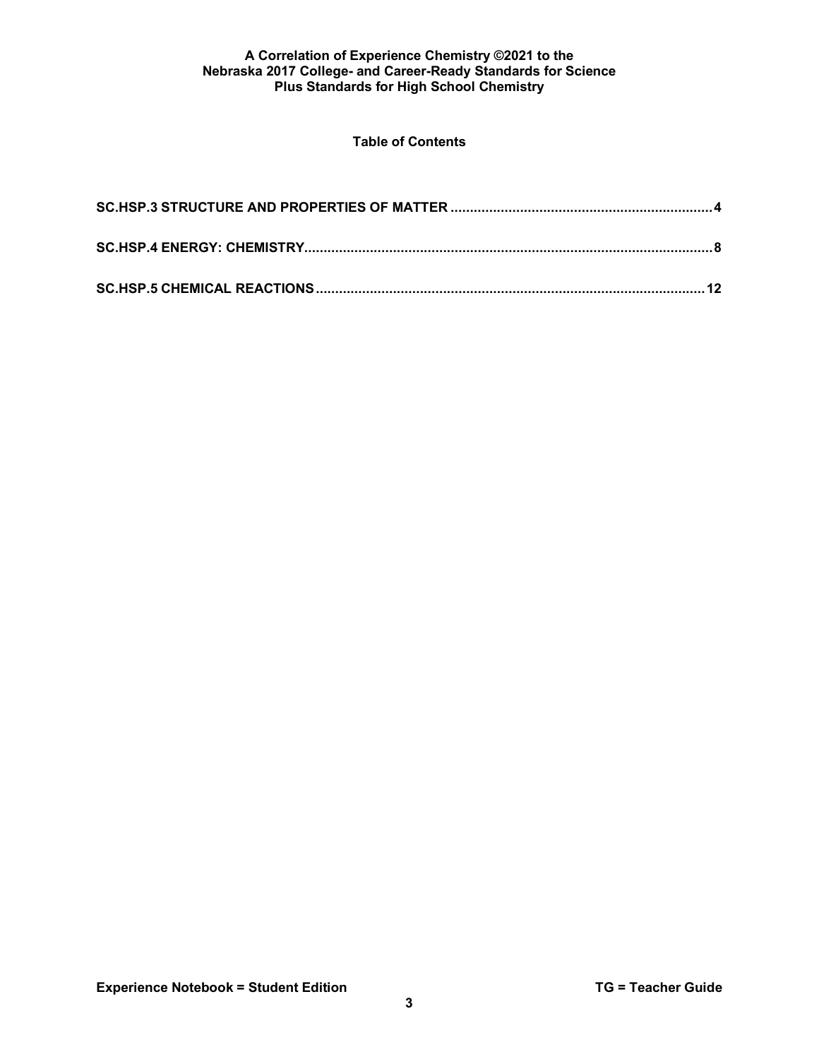**A Correlation of Experience Chemistry ©2021 to the**
**Nebraska 2017 College- and Career-Ready Standards for Science**
**Plus Standards for High School Chemistry**

## Table of Contents

**SC.HSP.3 STRUCTURE AND PROPERTIES OF MATTER .................................................................... 4**

**SC.HSP.4 ENERGY: CHEMISTRY........................................................................................................ 8**

**SC.HSP.5 CHEMICAL REACTIONS .................................................................................................... 12**

**Experience Notebook = Student Edition** **TG = Teacher Guide**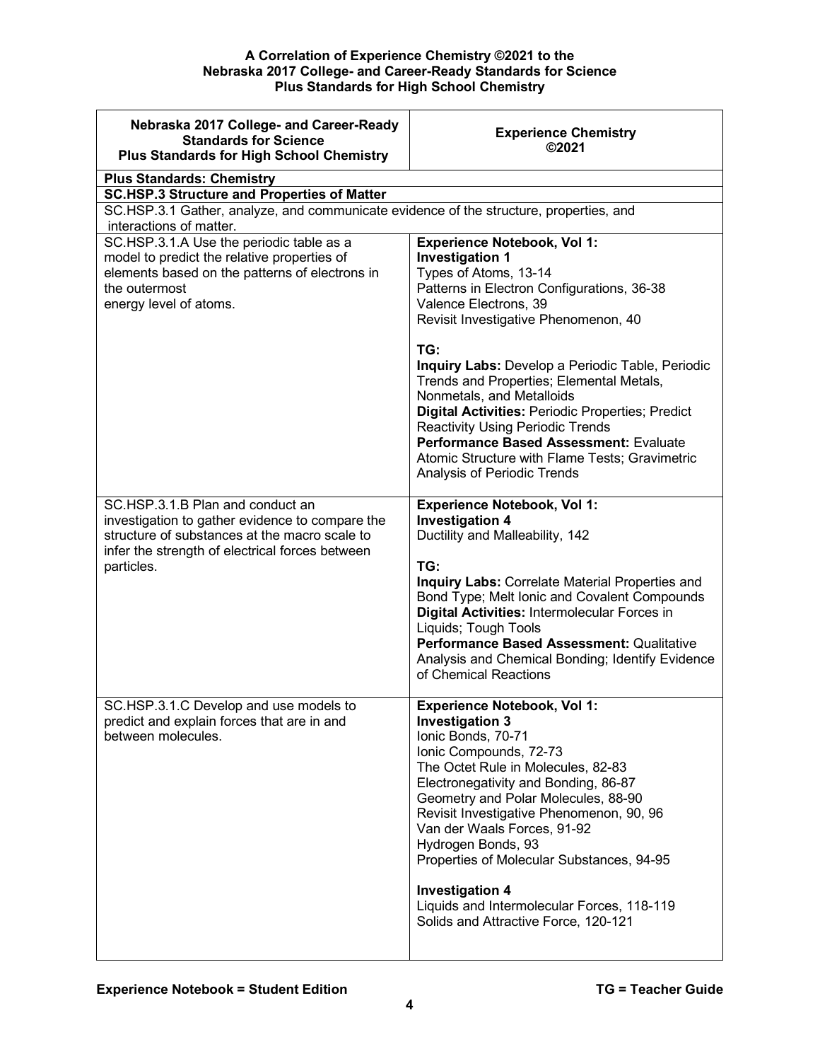**A Correlation of Experience Chemistry ©2021 to the Nebraska 2017 College- and Career-Ready Standards for Science Plus Standards for High School Chemistry**

| Nebraska 2017 College- and Career-Ready Standards for Science Plus Standards for High School Chemistry | Experience Chemistry ©2021 |
|---|---|
| **Plus Standards: Chemistry** | |
| **SC.HSP.3 Structure and Properties of Matter** | |
| SC.HSP.3.1 Gather, analyze, and communicate evidence of the structure, properties, and interactions of matter. | |
| SC.HSP.3.1.A Use the periodic table as a model to predict the relative properties of elements based on the patterns of electrons in the outermost energy level of atoms. | **Experience Notebook, Vol 1:** <br> **Investigation 1** <br> Types of Atoms, 13-14 <br> Patterns in Electron Configurations, 36-38 <br> Valence Electrons, 39 <br> Revisit Investigative Phenomenon, 40 <br><br> **TG:** <br> **Inquiry Labs:** Develop a Periodic Table, Periodic Trends and Properties; Elemental Metals, Nonmetals, and Metalloids <br> **Digital Activities:** Periodic Properties; Predict Reactivity Using Periodic Trends <br> **Performance Based Assessment:** Evaluate Atomic Structure with Flame Tests; Gravimetric Analysis of Periodic Trends |
| SC.HSP.3.1.B Plan and conduct an investigation to gather evidence to compare the structure of substances at the macro scale to infer the strength of electrical forces between particles. | **Experience Notebook, Vol 1:** <br> **Investigation 4** <br> Ductility and Malleability, 142 <br><br> **TG:** <br> **Inquiry Labs:** Correlate Material Properties and Bond Type; Melt Ionic and Covalent Compounds <br> **Digital Activities:** Intermolecular Forces in Liquids; Tough Tools <br> **Performance Based Assessment:** Qualitative Analysis and Chemical Bonding; Identify Evidence of Chemical Reactions |
| SC.HSP.3.1.C Develop and use models to predict and explain forces that are in and between molecules. | **Experience Notebook, Vol 1:** <br> **Investigation 3** <br> Ionic Bonds, 70-71 <br> Ionic Compounds, 72-73 <br> The Octet Rule in Molecules, 82-83 <br> Electronegativity and Bonding, 86-87 <br> Geometry and Polar Molecules, 88-90 <br> Revisit Investigative Phenomenon, 90, 96 <br> Van der Waals Forces, 91-92 <br> Hydrogen Bonds, 93 <br> Properties of Molecular Substances, 94-95 <br><br> **Investigation 4** <br> Liquids and Intermolecular Forces, 118-119 <br> Solids and Attractive Force, 120-121 |

**Experience Notebook = Student Edition** **TG = Teacher Guide**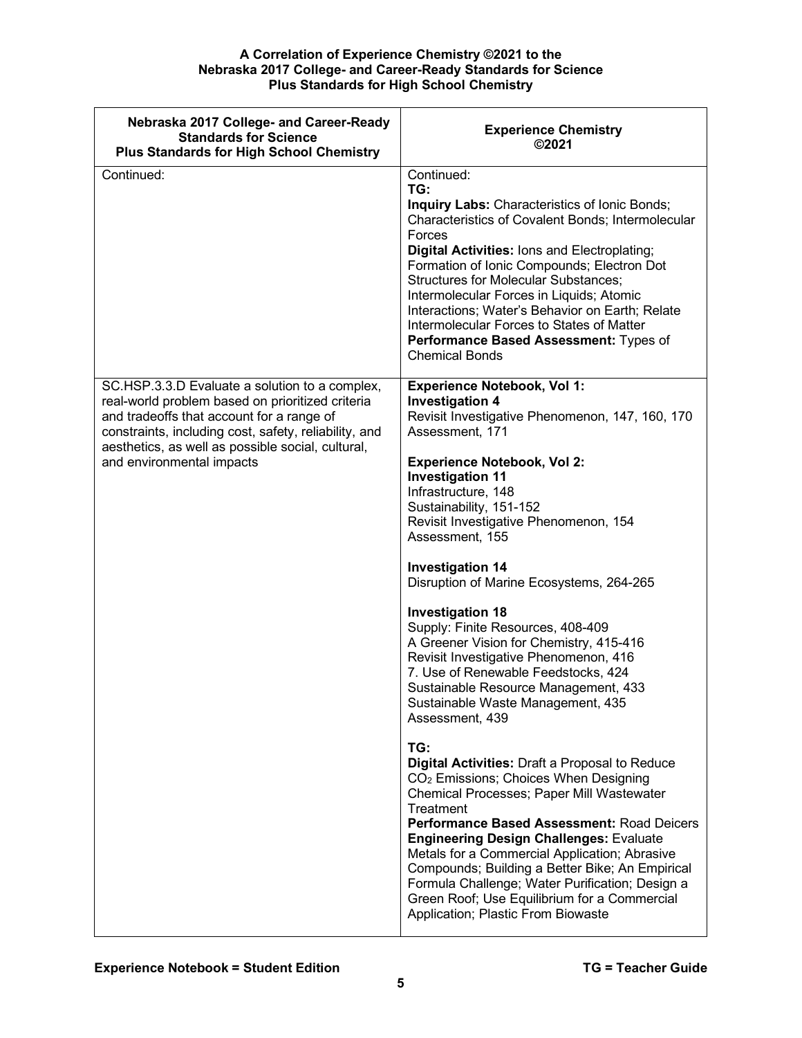**A Correlation of Experience Chemistry ©2021 to the Nebraska 2017 College- and Career-Ready Standards for Science Plus Standards for High School Chemistry**

| Nebraska 2017 College- and Career-Ready Standards for Science Plus Standards for High School Chemistry | Experience Chemistry ©2021 |
|---|---|
| Continued: | Continued:<br>**TG:**<br>**Inquiry Labs:** Characteristics of Ionic Bonds; Characteristics of Covalent Bonds; Intermolecular Forces<br>**Digital Activities:** Ions and Electroplating; Formation of Ionic Compounds; Electron Dot Structures for Molecular Substances; Intermolecular Forces in Liquids; Atomic Interactions; Water's Behavior on Earth; Relate Intermolecular Forces to States of Matter<br>**Performance Based Assessment:** Types of Chemical Bonds |
| SC.HSP.3.3.D Evaluate a solution to a complex, real-world problem based on prioritized criteria and tradeoffs that account for a range of constraints, including cost, safety, reliability, and aesthetics, as well as possible social, cultural, and environmental impacts | **Experience Notebook, Vol 1:**<br>**Investigation 4**<br>Revisit Investigative Phenomenon, 147, 160, 170<br>Assessment, 171<br><br>**Experience Notebook, Vol 2:**<br>**Investigation 11**<br>Infrastructure, 148<br>Sustainability, 151-152<br>Revisit Investigative Phenomenon, 154<br>Assessment, 155<br><br>**Investigation 14**<br>Disruption of Marine Ecosystems, 264-265<br><br>**Investigation 18**<br>Supply: Finite Resources, 408-409<br>A Greener Vision for Chemistry, 415-416<br>Revisit Investigative Phenomenon, 416<br>7. Use of Renewable Feedstocks, 424<br>Sustainable Resource Management, 433<br>Sustainable Waste Management, 435<br>Assessment, 439<br><br>**TG:**<br>**Digital Activities:** Draft a Proposal to Reduce $CO_2$ Emissions; Choices When Designing Chemical Processes; Paper Mill Wastewater Treatment<br>**Performance Based Assessment:** Road Deicers<br>**Engineering Design Challenges:** Evaluate Metals for a Commercial Application; Abrasive Compounds; Building a Better Bike; An Empirical Formula Challenge; Water Purification; Design a Green Roof; Use Equilibrium for a Commercial Application; Plastic From Biowaste |

**Experience Notebook = Student Edition** **TG = Teacher Guide**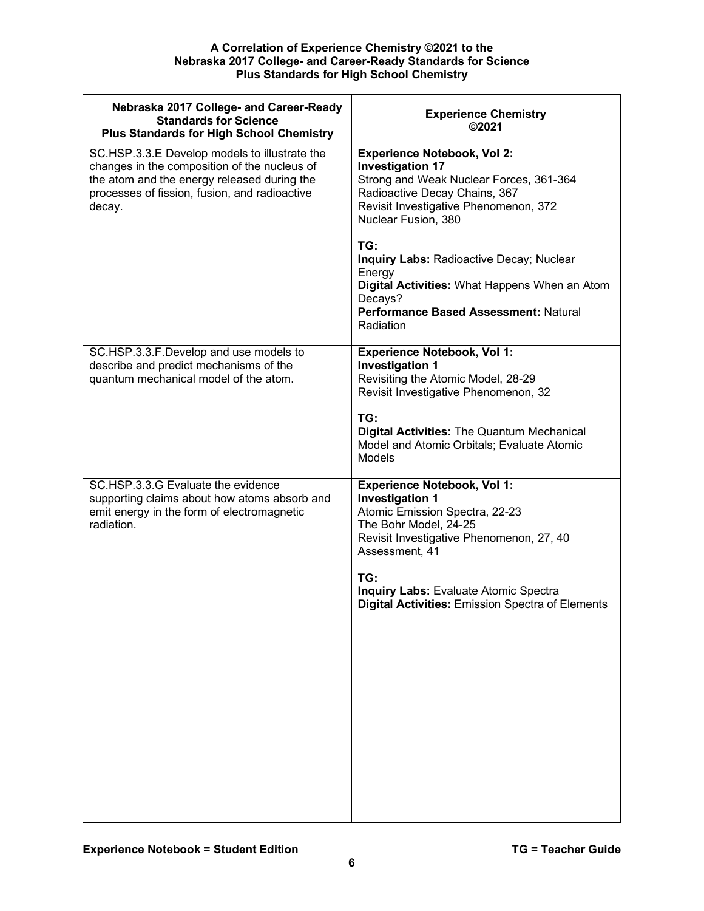**A Correlation of Experience Chemistry ©2021 to the Nebraska 2017 College- and Career-Ready Standards for Science Plus Standards for High School Chemistry**

| Nebraska 2017 College- and Career-Ready Standards for Science Plus Standards for High School Chemistry | Experience Chemistry ©2021 |
|---|---|
| SC.HSP.3.3.E Develop models to illustrate the changes in the composition of the nucleus of the atom and the energy released during the processes of fission, fusion, and radioactive decay. | **Experience Notebook, Vol 2:**<br>**Investigation 17**<br>Strong and Weak Nuclear Forces, 361-364<br>Radioactive Decay Chains, 367<br>Revisit Investigative Phenomenon, 372<br>Nuclear Fusion, 380<br><br>**TG:**<br>**Inquiry Labs:** Radioactive Decay; Nuclear Energy<br>**Digital Activities:** What Happens When an Atom Decays?<br>**Performance Based Assessment:** Natural Radiation |
| SC.HSP.3.3.F.Develop and use models to describe and predict mechanisms of the quantum mechanical model of the atom. | **Experience Notebook, Vol 1:**<br>**Investigation 1**<br>Revisiting the Atomic Model, 28-29<br>Revisit Investigative Phenomenon, 32<br><br>**TG:**<br>**Digital Activities:** The Quantum Mechanical Model and Atomic Orbitals; Evaluate Atomic Models |
| SC.HSP.3.3.G Evaluate the evidence supporting claims about how atoms absorb and emit energy in the form of electromagnetic radiation. | **Experience Notebook, Vol 1:**<br>**Investigation 1**<br>Atomic Emission Spectra, 22-23<br>The Bohr Model, 24-25<br>Revisit Investigative Phenomenon, 27, 40<br>Assessment, 41<br><br>**TG:**<br>**Inquiry Labs:** Evaluate Atomic Spectra<br>**Digital Activities:** Emission Spectra of Elements |

**Experience Notebook = Student Edition** **TG = Teacher Guide**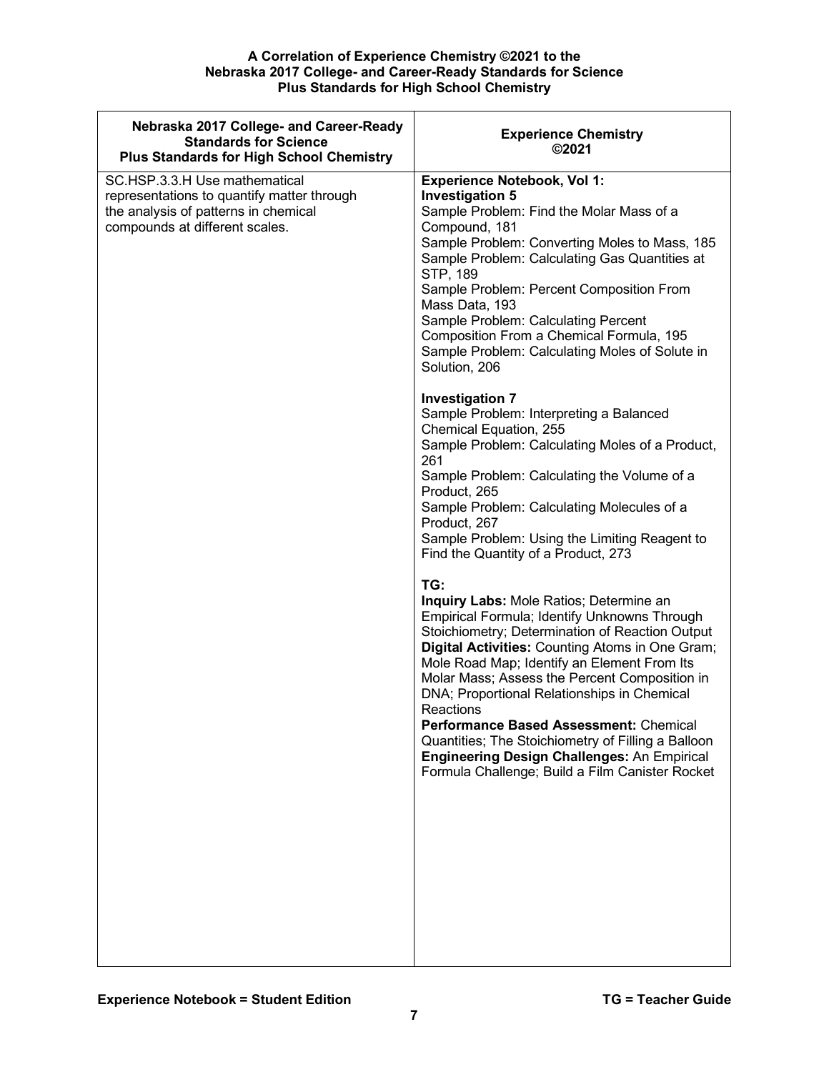**A Correlation of Experience Chemistry ©2021 to the Nebraska 2017 College- and Career-Ready Standards for Science Plus Standards for High School Chemistry**

| Nebraska 2017 College- and Career-Ready Standards for Science Plus Standards for High School Chemistry | Experience Chemistry ©2021 |
|---|---|
| SC.HSP.3.3.H Use mathematical representations to quantify matter through the analysis of patterns in chemical compounds at different scales. | **Experience Notebook, Vol 1:**<br>**Investigation 5**<br>Sample Problem: Find the Molar Mass of a Compound, 181<br>Sample Problem: Converting Moles to Mass, 185<br>Sample Problem: Calculating Gas Quantities at STP, 189<br>Sample Problem: Percent Composition From Mass Data, 193<br>Sample Problem: Calculating Percent Composition From a Chemical Formula, 195<br>Sample Problem: Calculating Moles of Solute in Solution, 206<br><br>**Investigation 7**<br>Sample Problem: Interpreting a Balanced Chemical Equation, 255<br>Sample Problem: Calculating Moles of a Product, 261<br>Sample Problem: Calculating the Volume of a Product, 265<br>Sample Problem: Calculating Molecules of a Product, 267<br>Sample Problem: Using the Limiting Reagent to Find the Quantity of a Product, 273<br><br>**TG:**<br>**Inquiry Labs:** Mole Ratios; Determine an Empirical Formula; Identify Unknowns Through Stoichiometry; Determination of Reaction Output<br>**Digital Activities:** Counting Atoms in One Gram; Mole Road Map; Identify an Element From Its Molar Mass; Assess the Percent Composition in DNA; Proportional Relationships in Chemical Reactions<br>**Performance Based Assessment:** Chemical Quantities; The Stoichiometry of Filling a Balloon<br>**Engineering Design Challenges:** An Empirical Formula Challenge; Build a Film Canister Rocket |

**Experience Notebook = Student Edition** **TG = Teacher Guide**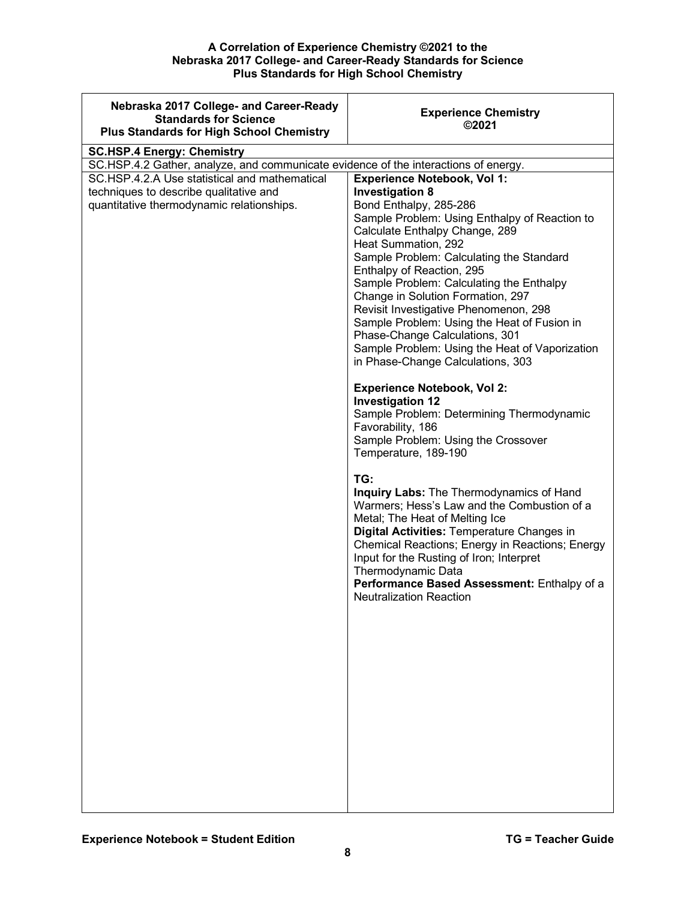**A Correlation of Experience Chemistry ©2021 to the Nebraska 2017 College- and Career-Ready Standards for Science Plus Standards for High School Chemistry**

| Nebraska 2017 College- and Career-Ready Standards for Science Plus Standards for High School Chemistry | Experience Chemistry ©2021 |
|---|---|
| **SC.HSP.4 Energy: Chemistry** | |
| SC.HSP.4.2 Gather, analyze, and communicate evidence of the interactions of energy. | |
| SC.HSP.4.2.A Use statistical and mathematical techniques to describe qualitative and quantitative thermodynamic relationships. | **Experience Notebook, Vol 1:**<br>**Investigation 8**<br>Bond Enthalpy, 285-286<br>Sample Problem: Using Enthalpy of Reaction to Calculate Enthalpy Change, 289<br>Heat Summation, 292<br>Sample Problem: Calculating the Standard Enthalpy of Reaction, 295<br>Sample Problem: Calculating the Enthalpy Change in Solution Formation, 297<br>Revisit Investigative Phenomenon, 298<br>Sample Problem: Using the Heat of Fusion in Phase-Change Calculations, 301<br>Sample Problem: Using the Heat of Vaporization in Phase-Change Calculations, 303<br><br>**Experience Notebook, Vol 2:**<br>**Investigation 12**<br>Sample Problem: Determining Thermodynamic Favorability, 186<br>Sample Problem: Using the Crossover Temperature, 189-190<br><br>**TG:**<br>**Inquiry Labs:** The Thermodynamics of Hand Warmers; Hess's Law and the Combustion of a Metal; The Heat of Melting Ice<br>**Digital Activities:** Temperature Changes in Chemical Reactions; Energy in Reactions; Energy Input for the Rusting of Iron; Interpret Thermodynamic Data<br>**Performance Based Assessment:** Enthalpy of a Neutralization Reaction |

**Experience Notebook = Student Edition** **TG = Teacher Guide**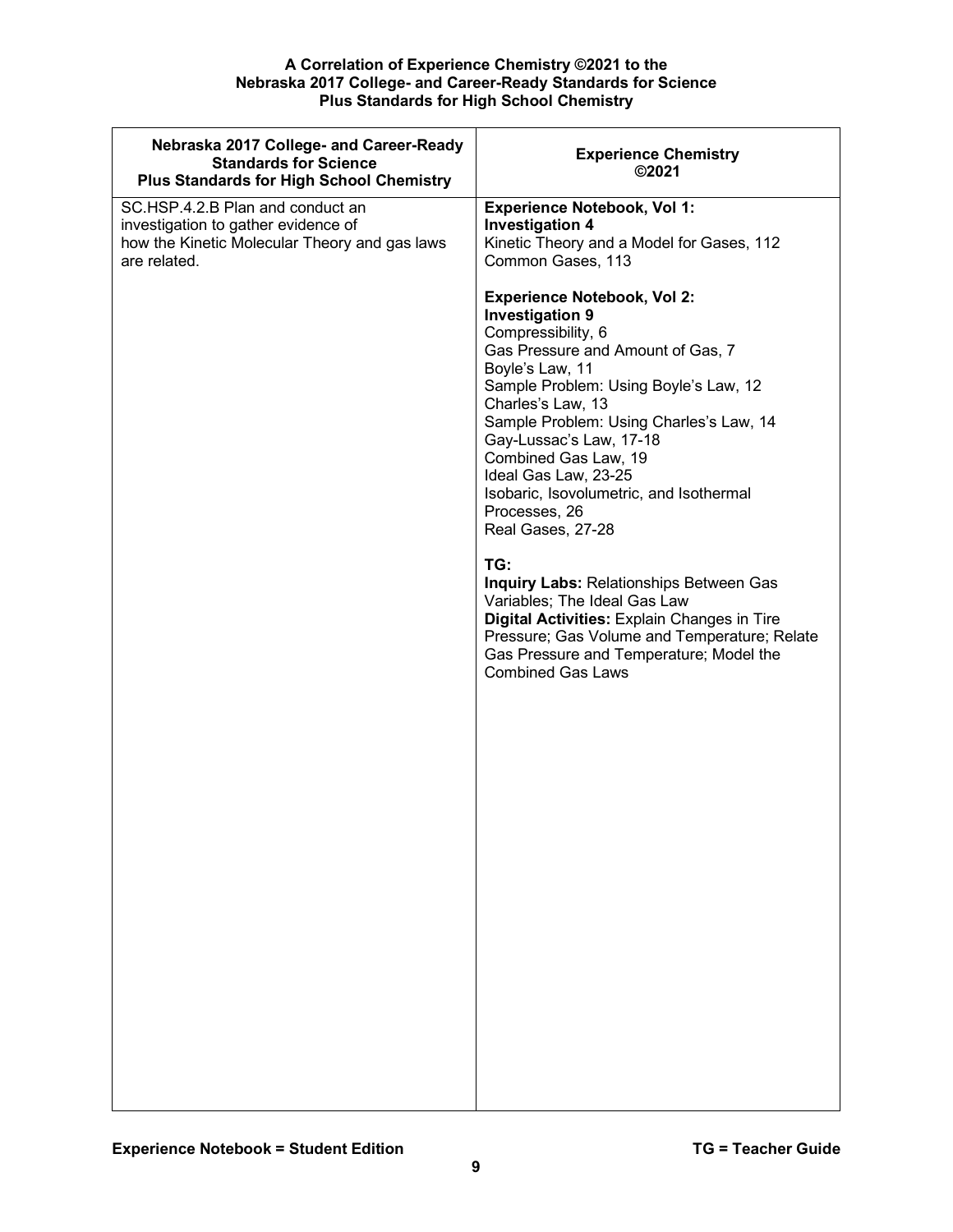**A Correlation of Experience Chemistry ©2021 to the Nebraska 2017 College- and Career-Ready Standards for Science Plus Standards for High School Chemistry**

| Nebraska 2017 College- and Career-Ready Standards for Science Plus Standards for High School Chemistry | Experience Chemistry ©2021 |
|---|---|
| SC.HSP.4.2.B Plan and conduct an investigation to gather evidence of how the Kinetic Molecular Theory and gas laws are related. | **Experience Notebook, Vol 1:**<br>**Investigation 4**<br>Kinetic Theory and a Model for Gases, 112<br>Common Gases, 113<br><br>**Experience Notebook, Vol 2:**<br>**Investigation 9**<br>Compressibility, 6<br>Gas Pressure and Amount of Gas, 7<br>Boyle's Law, 11<br>Sample Problem: Using Boyle's Law, 12<br>Charles's Law, 13<br>Sample Problem: Using Charles's Law, 14<br>Gay-Lussac's Law, 17-18<br>Combined Gas Law, 19<br>Ideal Gas Law, 23-25<br>Isobaric, Isovolumetric, and Isothermal Processes, 26<br>Real Gases, 27-28<br><br>**TG:**<br>**Inquiry Labs:** Relationships Between Gas Variables; The Ideal Gas Law<br>**Digital Activities:** Explain Changes in Tire Pressure; Gas Volume and Temperature; Relate Gas Pressure and Temperature; Model the Combined Gas Laws |

**Experience Notebook = Student Edition** **TG = Teacher Guide**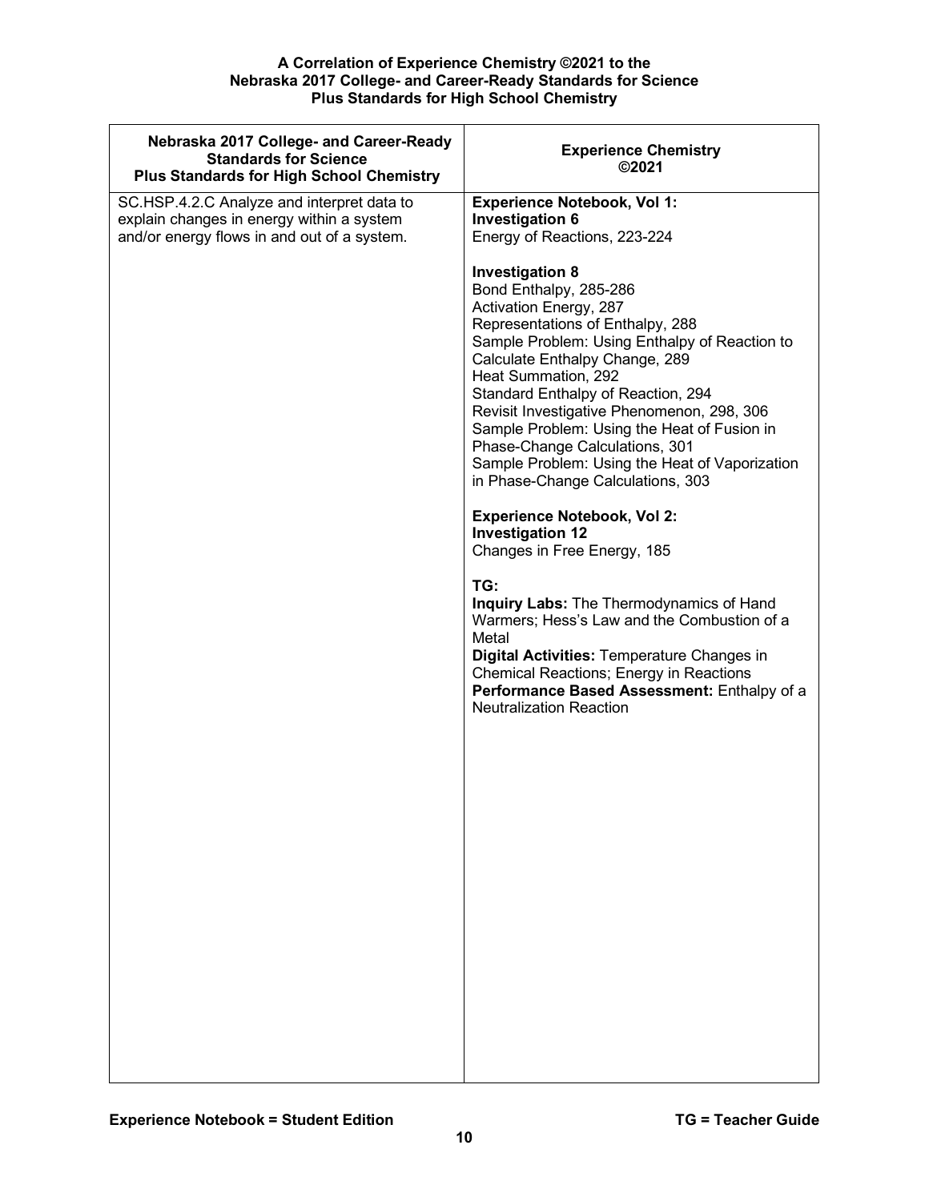**A Correlation of Experience Chemistry ©2021 to the Nebraska 2017 College- and Career-Ready Standards for Science Plus Standards for High School Chemistry**

| Nebraska 2017 College- and Career-Ready Standards for Science Plus Standards for High School Chemistry | Experience Chemistry ©2021 |
|---|---|
| SC.HSP.4.2.C Analyze and interpret data to explain changes in energy within a system and/or energy flows in and out of a system. | **Experience Notebook, Vol 1:**<br>**Investigation 6**<br>Energy of Reactions, 223-224<br><br>**Investigation 8**<br>Bond Enthalpy, 285-286<br>Activation Energy, 287<br>Representations of Enthalpy, 288<br>Sample Problem: Using Enthalpy of Reaction to Calculate Enthalpy Change, 289<br>Heat Summation, 292<br>Standard Enthalpy of Reaction, 294<br>Revisit Investigative Phenomenon, 298, 306<br>Sample Problem: Using the Heat of Fusion in Phase-Change Calculations, 301<br>Sample Problem: Using the Heat of Vaporization in Phase-Change Calculations, 303<br><br>**Experience Notebook, Vol 2:**<br>**Investigation 12**<br>Changes in Free Energy, 185<br><br>**TG:**<br>**Inquiry Labs:** The Thermodynamics of Hand Warmers; Hess's Law and the Combustion of a Metal<br>**Digital Activities:** Temperature Changes in Chemical Reactions; Energy in Reactions<br>**Performance Based Assessment:** Enthalpy of a Neutralization Reaction |

**Experience Notebook = Student Edition** **TG = Teacher Guide**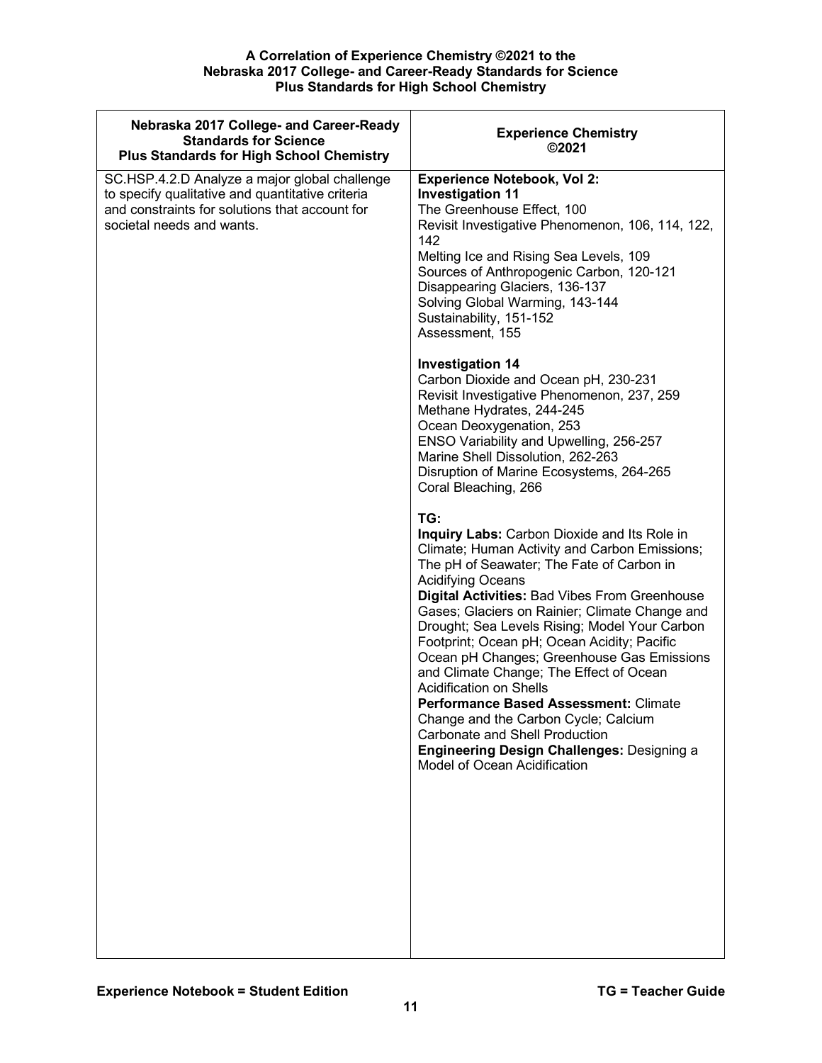| Nebraska 2017 College- and Career-Ready Standards for Science Plus Standards for High School Chemistry | Experience Chemistry ©2021 |
|---|---|
| SC.HSP.4.2.D Analyze a major global challenge to specify qualitative and quantitative criteria and constraints for solutions that account for societal needs and wants. | **Experience Notebook, Vol 2:**<br>**Investigation 11**<br>The Greenhouse Effect, 100<br>Revisit Investigative Phenomenon, 106, 114, 122, 142<br>Melting Ice and Rising Sea Levels, 109<br>Sources of Anthropogenic Carbon, 120-121<br>Disappearing Glaciers, 136-137<br>Solving Global Warming, 143-144<br>Sustainability, 151-152<br>Assessment, 155<br><br>**Investigation 14**<br>Carbon Dioxide and Ocean pH, 230-231<br>Revisit Investigative Phenomenon, 237, 259<br>Methane Hydrates, 244-245<br>Ocean Deoxygenation, 253<br>ENSO Variability and Upwelling, 256-257<br>Marine Shell Dissolution, 262-263<br>Disruption of Marine Ecosystems, 264-265<br>Coral Bleaching, 266<br><br>**TG:**<br>**Inquiry Labs:** Carbon Dioxide and Its Role in Climate; Human Activity and Carbon Emissions; The pH of Seawater; The Fate of Carbon in Acidifying Oceans<br>**Digital Activities:** Bad Vibes From Greenhouse Gases; Glaciers on Rainier; Climate Change and Drought; Sea Levels Rising; Model Your Carbon Footprint; Ocean pH; Ocean Acidity; Pacific Ocean pH Changes; Greenhouse Gas Emissions and Climate Change; The Effect of Ocean Acidification on Shells<br>**Performance Based Assessment:** Climate Change and the Carbon Cycle; Calcium Carbonate and Shell Production<br>**Engineering Design Challenges:** Designing a Model of Ocean Acidification |

**Experience Notebook = Student Edition** **TG = Teacher Guide**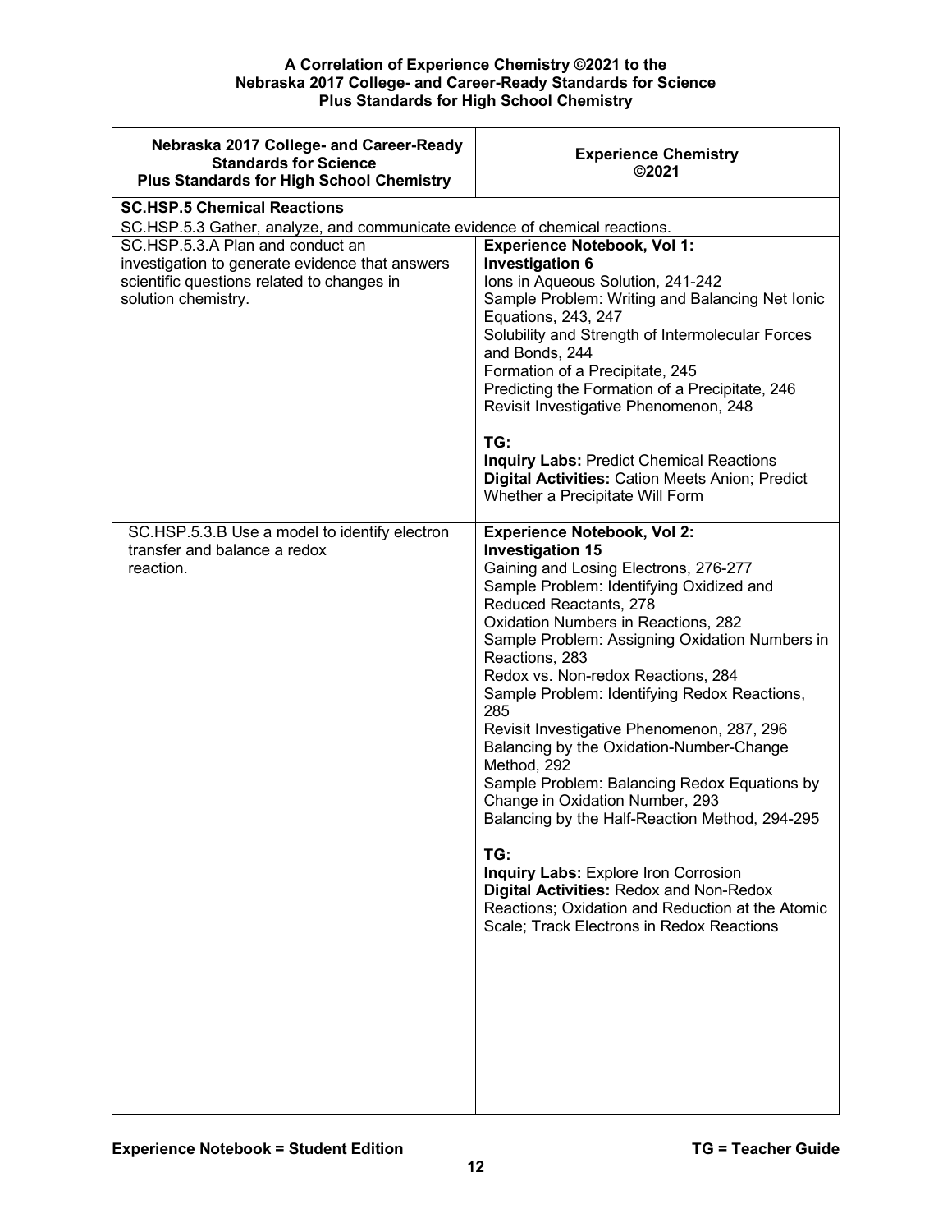**A Correlation of Experience Chemistry ©2021 to the**
**Nebraska 2017 College- and Career-Ready Standards for Science**
**Plus Standards for High School Chemistry**

| Nebraska 2017 College- and Career-Ready Standards for Science Plus Standards for High School Chemistry | Experience Chemistry ©2021 |
|---|---|
| **SC.HSP.5 Chemical Reactions** | |
| SC.HSP.5.3 Gather, analyze, and communicate evidence of chemical reactions. | |
| SC.HSP.5.3.A Plan and conduct an investigation to generate evidence that answers scientific questions related to changes in solution chemistry. | **Experience Notebook, Vol 1:**<br>**Investigation 6**<br>Ions in Aqueous Solution, 241-242<br>Sample Problem: Writing and Balancing Net Ionic Equations, 243, 247<br>Solubility and Strength of Intermolecular Forces and Bonds, 244<br>Formation of a Precipitate, 245<br>Predicting the Formation of a Precipitate, 246<br>Revisit Investigative Phenomenon, 248<br><br>**TG:**<br>**Inquiry Labs:** Predict Chemical Reactions<br>**Digital Activities:** Cation Meets Anion; Predict Whether a Precipitate Will Form |
| SC.HSP.5.3.B Use a model to identify electron transfer and balance a redox reaction. | **Experience Notebook, Vol 2:**<br>**Investigation 15**<br>Gaining and Losing Electrons, 276-277<br>Sample Problem: Identifying Oxidized and Reduced Reactants, 278<br>Oxidation Numbers in Reactions, 282<br>Sample Problem: Assigning Oxidation Numbers in Reactions, 283<br>Redox vs. Non-redox Reactions, 284<br>Sample Problem: Identifying Redox Reactions, 285<br>Revisit Investigative Phenomenon, 287, 296<br>Balancing by the Oxidation-Number-Change Method, 292<br>Sample Problem: Balancing Redox Equations by Change in Oxidation Number, 293<br>Balancing by the Half-Reaction Method, 294-295<br><br>**TG:**<br>**Inquiry Labs:** Explore Iron Corrosion<br>**Digital Activities:** Redox and Non-Redox Reactions; Oxidation and Reduction at the Atomic Scale; Track Electrons in Redox Reactions |

**Experience Notebook = Student Edition** **TG = Teacher Guide**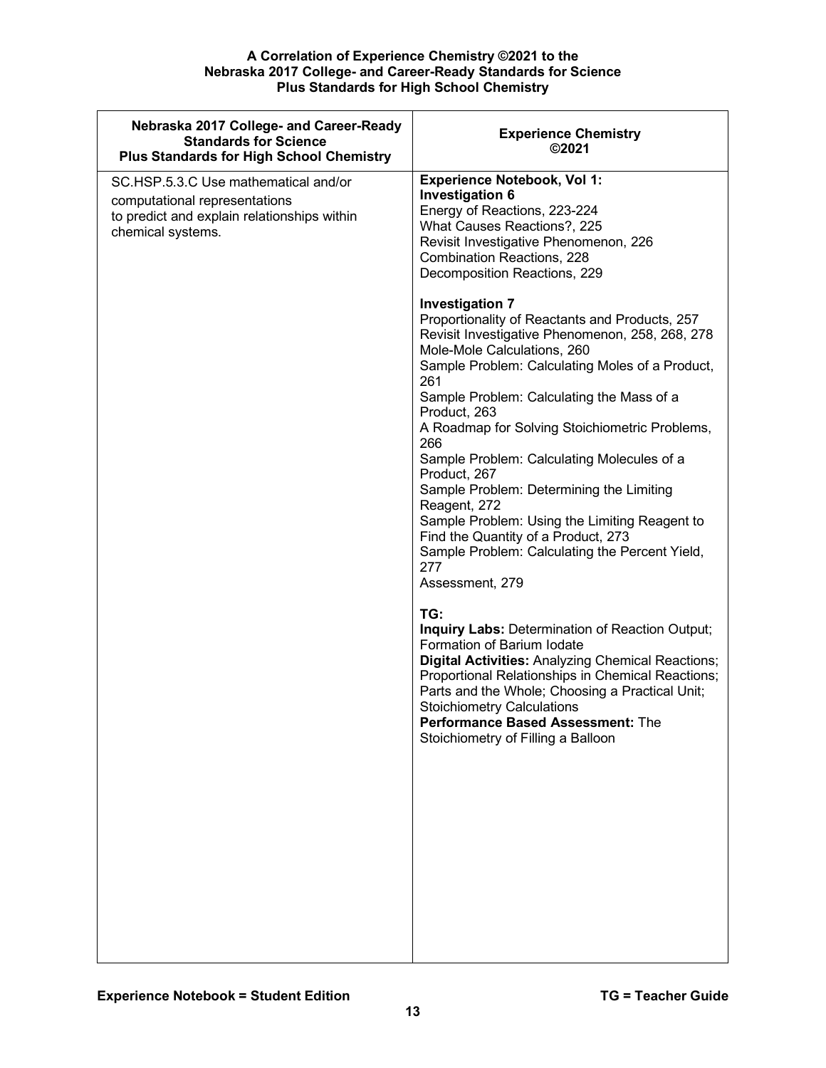**A Correlation of Experience Chemistry ©2021 to the Nebraska 2017 College- and Career-Ready Standards for Science Plus Standards for High School Chemistry**

| Nebraska 2017 College- and Career-Ready Standards for Science Plus Standards for High School Chemistry | Experience Chemistry ©2021 |
|---|---|
| SC.HSP.5.3.C Use mathematical and/or computational representations to predict and explain relationships within chemical systems. | **Experience Notebook, Vol 1:**<br>**Investigation 6**<br>Energy of Reactions, 223-224<br>What Causes Reactions?, 225<br>Revisit Investigative Phenomenon, 226<br>Combination Reactions, 228<br>Decomposition Reactions, 229<br><br>**Investigation 7**<br>Proportionality of Reactants and Products, 257<br>Revisit Investigative Phenomenon, 258, 268, 278<br>Mole-Mole Calculations, 260<br>Sample Problem: Calculating Moles of a Product, 261<br>Sample Problem: Calculating the Mass of a Product, 263<br>A Roadmap for Solving Stoichiometric Problems, 266<br>Sample Problem: Calculating Molecules of a Product, 267<br>Sample Problem: Determining the Limiting Reagent, 272<br>Sample Problem: Using the Limiting Reagent to Find the Quantity of a Product, 273<br>Sample Problem: Calculating the Percent Yield, 277<br>Assessment, 279<br><br>**TG:**<br>**Inquiry Labs:** Determination of Reaction Output; Formation of Barium Iodate<br>**Digital Activities:** Analyzing Chemical Reactions; Proportional Relationships in Chemical Reactions; Parts and the Whole; Choosing a Practical Unit; Stoichiometry Calculations<br>**Performance Based Assessment:** The Stoichiometry of Filling a Balloon |

**Experience Notebook = Student Edition** **TG = Teacher Guide**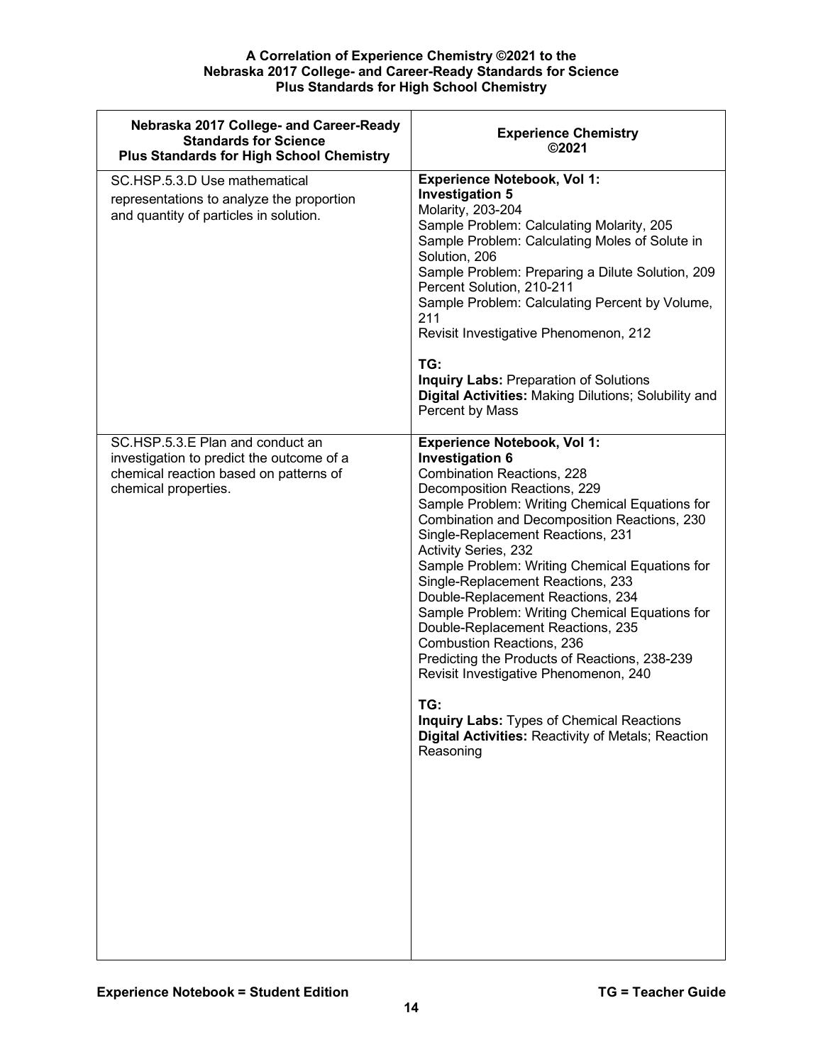**A Correlation of Experience Chemistry ©2021 to the Nebraska 2017 College- and Career-Ready Standards for Science Plus Standards for High School Chemistry**

| Nebraska 2017 College- and Career-Ready Standards for Science Plus Standards for High School Chemistry | Experience Chemistry ©2021 |
|---|---|
| SC.HSP.5.3.D Use mathematical representations to analyze the proportion and quantity of particles in solution. | **Experience Notebook, Vol 1:**<br>**Investigation 5**<br>Molarity, 203-204<br>Sample Problem: Calculating Molarity, 205<br>Sample Problem: Calculating Moles of Solute in Solution, 206<br>Sample Problem: Preparing a Dilute Solution, 209<br>Percent Solution, 210-211<br>Sample Problem: Calculating Percent by Volume, 211<br>Revisit Investigative Phenomenon, 212<br><br>**TG:**<br>**Inquiry Labs:** Preparation of Solutions<br>**Digital Activities:** Making Dilutions; Solubility and Percent by Mass |
| SC.HSP.5.3.E Plan and conduct an investigation to predict the outcome of a chemical reaction based on patterns of chemical properties. | **Experience Notebook, Vol 1:**<br>**Investigation 6**<br>Combination Reactions, 228<br>Decomposition Reactions, 229<br>Sample Problem: Writing Chemical Equations for Combination and Decomposition Reactions, 230<br>Single-Replacement Reactions, 231<br>Activity Series, 232<br>Sample Problem: Writing Chemical Equations for Single-Replacement Reactions, 233<br>Double-Replacement Reactions, 234<br>Sample Problem: Writing Chemical Equations for Double-Replacement Reactions, 235<br>Combustion Reactions, 236<br>Predicting the Products of Reactions, 238-239<br>Revisit Investigative Phenomenon, 240<br><br>**TG:**<br>**Inquiry Labs:** Types of Chemical Reactions<br>**Digital Activities:** Reactivity of Metals; Reaction Reasoning |

**Experience Notebook = Student Edition** **TG = Teacher Guide**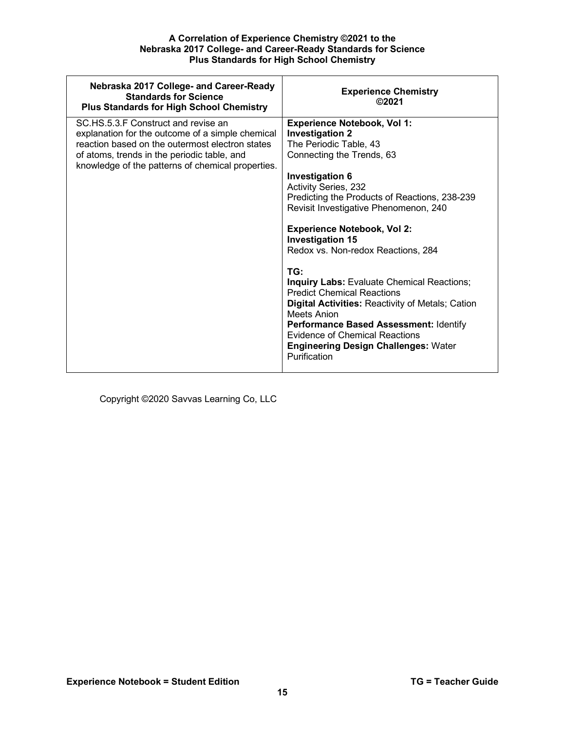**A Correlation of Experience Chemistry ©2021 to the**
**Nebraska 2017 College- and Career-Ready Standards for Science**
**Plus Standards for High School Chemistry**

| Nebraska 2017 College- and Career-Ready Standards for Science Plus Standards for High School Chemistry | Experience Chemistry ©2021 |
|---|---|
| SC.HS.5.3.F Construct and revise an explanation for the outcome of a simple chemical reaction based on the outermost electron states of atoms, trends in the periodic table, and knowledge of the patterns of chemical properties. | **Experience Notebook, Vol 1:**<br>**Investigation 2**<br>The Periodic Table, 43<br>Connecting the Trends, 63<br><br>**Investigation 6**<br>Activity Series, 232<br>Predicting the Products of Reactions, 238-239<br>Revisit Investigative Phenomenon, 240<br><br>**Experience Notebook, Vol 2:**<br>**Investigation 15**<br>Redox vs. Non-redox Reactions, 284<br><br>**TG:**<br>**Inquiry Labs:** Evaluate Chemical Reactions; Predict Chemical Reactions<br>**Digital Activities:** Reactivity of Metals; Cation Meets Anion<br>**Performance Based Assessment:** Identify Evidence of Chemical Reactions<br>**Engineering Design Challenges:** Water Purification |

Copyright ©2020 Savvas Learning Co, LLC

**Experience Notebook = Student Edition** **TG = Teacher Guide**